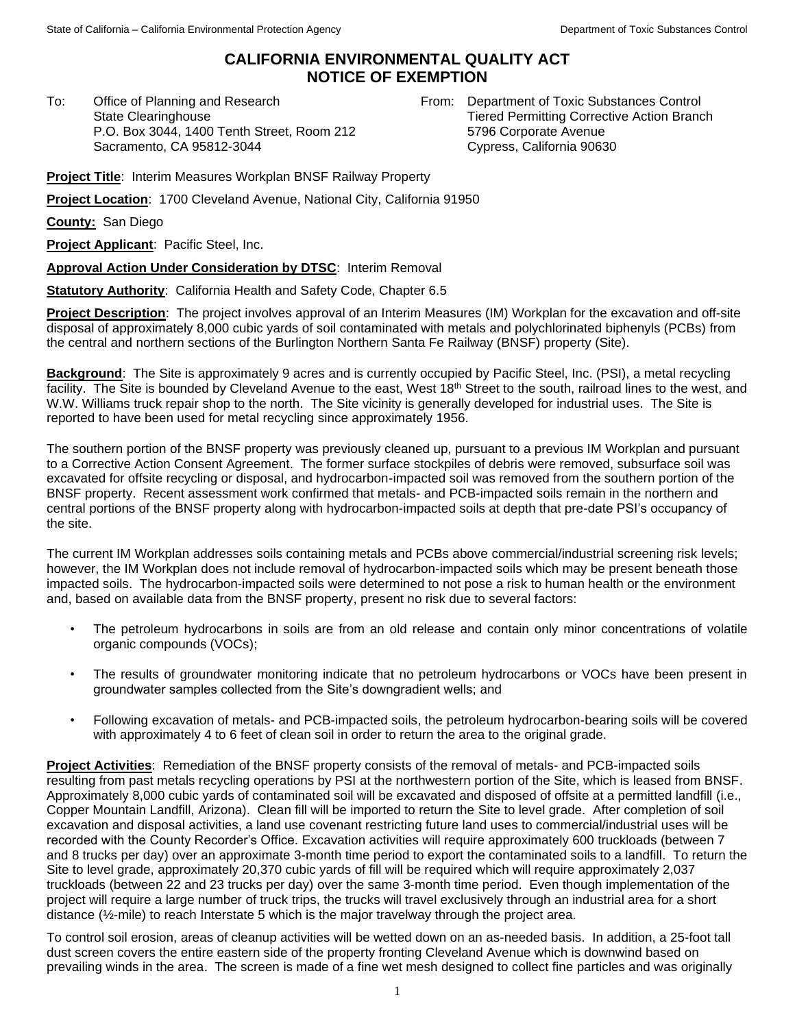# CALIFORNIA ENVIRONMENTAL QUALITY ACT
# NOTICE OF EXEMPTION

To: Office of Planning and Research
State Clearinghouse
P.O. Box 3044, 1400 Tenth Street, Room 212
Sacramento, CA 95812-3044

From: Department of Toxic Substances Control
Tiered Permitting Corrective Action Branch
5796 Corporate Avenue
Cypress, California 90630

**Project Title**: Interim Measures Workplan BNSF Railway Property

**Project Location**: 1700 Cleveland Avenue, National City, California 91950

**County:** San Diego

**Project Applicant**: Pacific Steel, Inc.

**Approval Action Under Consideration by DTSC**: Interim Removal

**Statutory Authority**: California Health and Safety Code, Chapter 6.5

**Project Description**: The project involves approval of an Interim Measures (IM) Workplan for the excavation and off-site disposal of approximately 8,000 cubic yards of soil contaminated with metals and polychlorinated biphenyls (PCBs) from the central and northern sections of the Burlington Northern Santa Fe Railway (BNSF) property (Site).

**Background**: The Site is approximately 9 acres and is currently occupied by Pacific Steel, Inc. (PSI), a metal recycling facility. The Site is bounded by Cleveland Avenue to the east, West 18th Street to the south, railroad lines to the west, and W.W. Williams truck repair shop to the north. The Site vicinity is generally developed for industrial uses. The Site is reported to have been used for metal recycling since approximately 1956.

The southern portion of the BNSF property was previously cleaned up, pursuant to a previous IM Workplan and pursuant to a Corrective Action Consent Agreement. The former surface stockpiles of debris were removed, subsurface soil was excavated for offsite recycling or disposal, and hydrocarbon-impacted soil was removed from the southern portion of the BNSF property. Recent assessment work confirmed that metals- and PCB-impacted soils remain in the northern and central portions of the BNSF property along with hydrocarbon-impacted soils at depth that pre-date PSI's occupancy of the site.

The current IM Workplan addresses soils containing metals and PCBs above commercial/industrial screening risk levels; however, the IM Workplan does not include removal of hydrocarbon-impacted soils which may be present beneath those impacted soils. The hydrocarbon-impacted soils were determined to not pose a risk to human health or the environment and, based on available data from the BNSF property, present no risk due to several factors:

- The petroleum hydrocarbons in soils are from an old release and contain only minor concentrations of volatile organic compounds (VOCs);
- The results of groundwater monitoring indicate that no petroleum hydrocarbons or VOCs have been present in groundwater samples collected from the Site's downgradient wells; and
- Following excavation of metals- and PCB-impacted soils, the petroleum hydrocarbon-bearing soils will be covered with approximately 4 to 6 feet of clean soil in order to return the area to the original grade.

**Project Activities**: Remediation of the BNSF property consists of the removal of metals- and PCB-impacted soils resulting from past metals recycling operations by PSI at the northwestern portion of the Site, which is leased from BNSF. Approximately 8,000 cubic yards of contaminated soil will be excavated and disposed of offsite at a permitted landfill (i.e., Copper Mountain Landfill, Arizona). Clean fill will be imported to return the Site to level grade. After completion of soil excavation and disposal activities, a land use covenant restricting future land uses to commercial/industrial uses will be recorded with the County Recorder's Office. Excavation activities will require approximately 600 truckloads (between 7 and 8 trucks per day) over an approximate 3-month time period to export the contaminated soils to a landfill. To return the Site to level grade, approximately 20,370 cubic yards of fill will be required which will require approximately 2,037 truckloads (between 22 and 23 trucks per day) over the same 3-month time period. Even though implementation of the project will require a large number of truck trips, the trucks will travel exclusively through an industrial area for a short distance (½-mile) to reach Interstate 5 which is the major travelway through the project area.

To control soil erosion, areas of cleanup activities will be wetted down on an as-needed basis. In addition, a 25-foot tall dust screen covers the entire eastern side of the property fronting Cleveland Avenue which is downwind based on prevailing winds in the area. The screen is made of a fine wet mesh designed to collect fine particles and was originally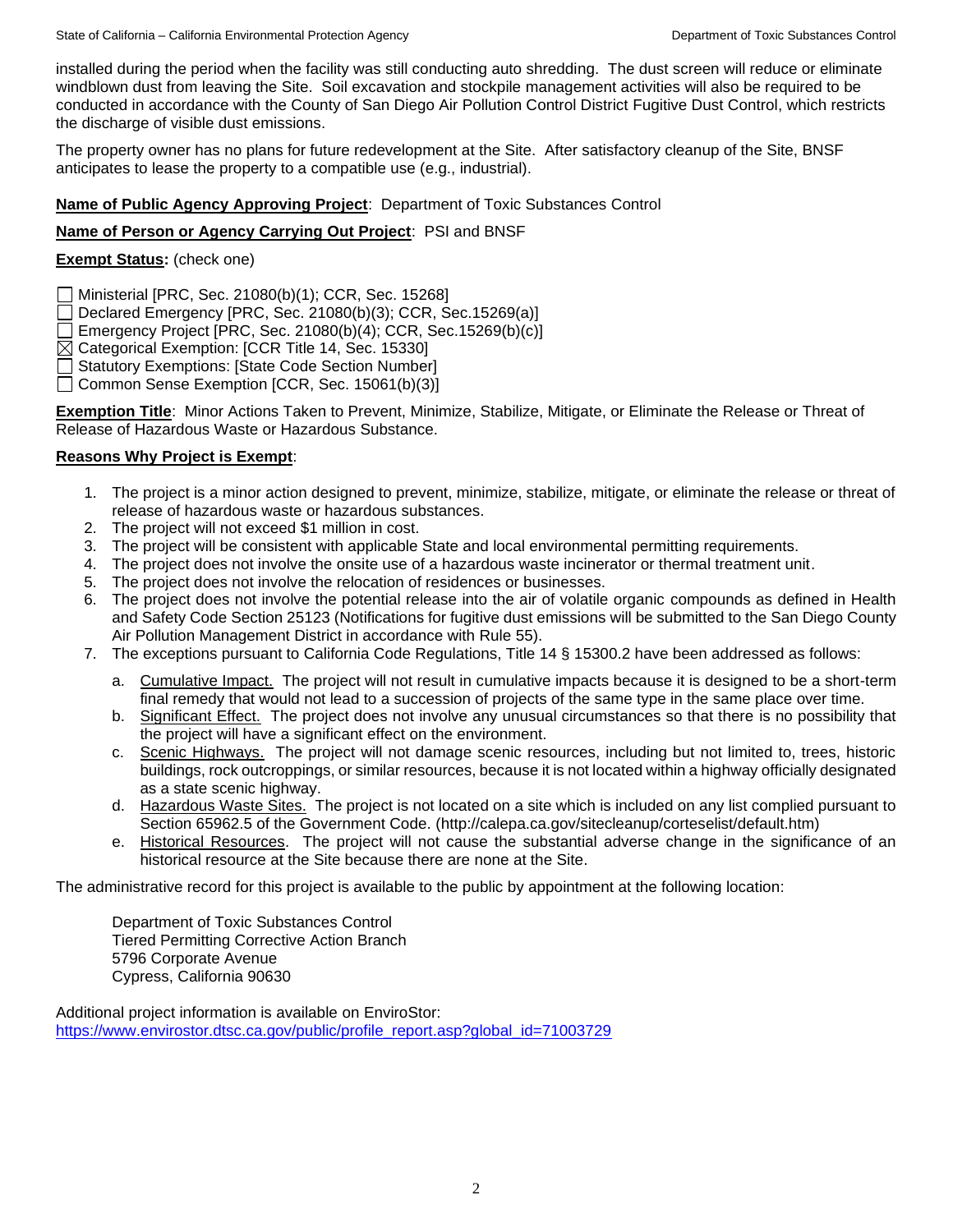installed during the period when the facility was still conducting auto shredding. The dust screen will reduce or eliminate windblown dust from leaving the Site. Soil excavation and stockpile management activities will also be required to be conducted in accordance with the County of San Diego Air Pollution Control District Fugitive Dust Control, which restricts the discharge of visible dust emissions.

The property owner has no plans for future redevelopment at the Site. After satisfactory cleanup of the Site, BNSF anticipates to lease the property to a compatible use (e.g., industrial).

**Name of Public Agency Approving Project**: Department of Toxic Substances Control

**Name of Person or Agency Carrying Out Project**: PSI and BNSF

**Exempt Status:** (check one)

☐ Ministerial [PRC, Sec. 21080(b)(1); CCR, Sec. 15268]
☐ Declared Emergency [PRC, Sec. 21080(b)(3); CCR, Sec.15269(a)]
☐ Emergency Project [PRC, Sec. 21080(b)(4); CCR, Sec.15269(b)(c)]
☒ Categorical Exemption: [CCR Title 14, Sec. 15330]
☐ Statutory Exemptions: [State Code Section Number]
☐ Common Sense Exemption [CCR, Sec. 15061(b)(3)]

**Exemption Title**: Minor Actions Taken to Prevent, Minimize, Stabilize, Mitigate, or Eliminate the Release or Threat of Release of Hazardous Waste or Hazardous Substance.

**Reasons Why Project is Exempt**:

1. The project is a minor action designed to prevent, minimize, stabilize, mitigate, or eliminate the release or threat of release of hazardous waste or hazardous substances.
2. The project will not exceed $1 million in cost.
3. The project will be consistent with applicable State and local environmental permitting requirements.
4. The project does not involve the onsite use of a hazardous waste incinerator or thermal treatment unit.
5. The project does not involve the relocation of residences or businesses.
6. The project does not involve the potential release into the air of volatile organic compounds as defined in Health and Safety Code Section 25123 (Notifications for fugitive dust emissions will be submitted to the San Diego County Air Pollution Management District in accordance with Rule 55).
7. The exceptions pursuant to California Code Regulations, Title 14 § 15300.2 have been addressed as follows:
   a. Cumulative Impact. The project will not result in cumulative impacts because it is designed to be a short-term final remedy that would not lead to a succession of projects of the same type in the same place over time.
   b. Significant Effect. The project does not involve any unusual circumstances so that there is no possibility that the project will have a significant effect on the environment.
   c. Scenic Highways. The project will not damage scenic resources, including but not limited to, trees, historic buildings, rock outcroppings, or similar resources, because it is not located within a highway officially designated as a state scenic highway.
   d. Hazardous Waste Sites. The project is not located on a site which is included on any list complied pursuant to Section 65962.5 of the Government Code. (http://calepa.ca.gov/sitecleanup/corteselist/default.htm)
   e. Historical Resources. The project will not cause the substantial adverse change in the significance of an historical resource at the Site because there are none at the Site.

The administrative record for this project is available to the public by appointment at the following location:

Department of Toxic Substances Control
Tiered Permitting Corrective Action Branch
5796 Corporate Avenue
Cypress, California 90630

Additional project information is available on EnviroStor:
https://www.envirostor.dtsc.ca.gov/public/profile_report.asp?global_id=71003729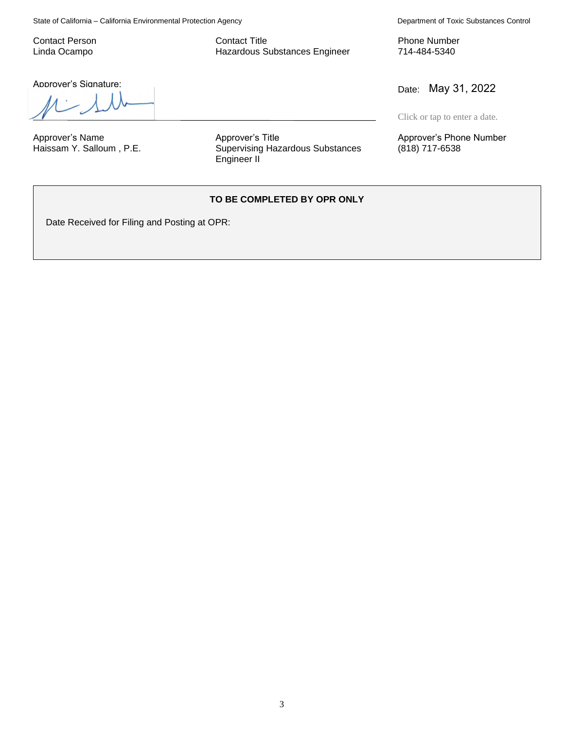State of California – California Environmental Protection Agency

Department of Toxic Substances Control

| Contact Person | Contact Title | Phone Number |
| --- | --- | --- |
| Linda Ocampo | Hazardous Substances Engineer | 714-484-5340 |

Approver's Signature:

Date: May 31, 2022

Click or tap to enter a date.

| Approver's Name | Approver's Title | Approver's Phone Number |
| --- | --- | --- |
| Haissam Y. Salloum , P.E. | Supervising Hazardous Substances Engineer II | (818) 717-6538 |

**TO BE COMPLETED BY OPR ONLY**

Date Received for Filing and Posting at OPR: